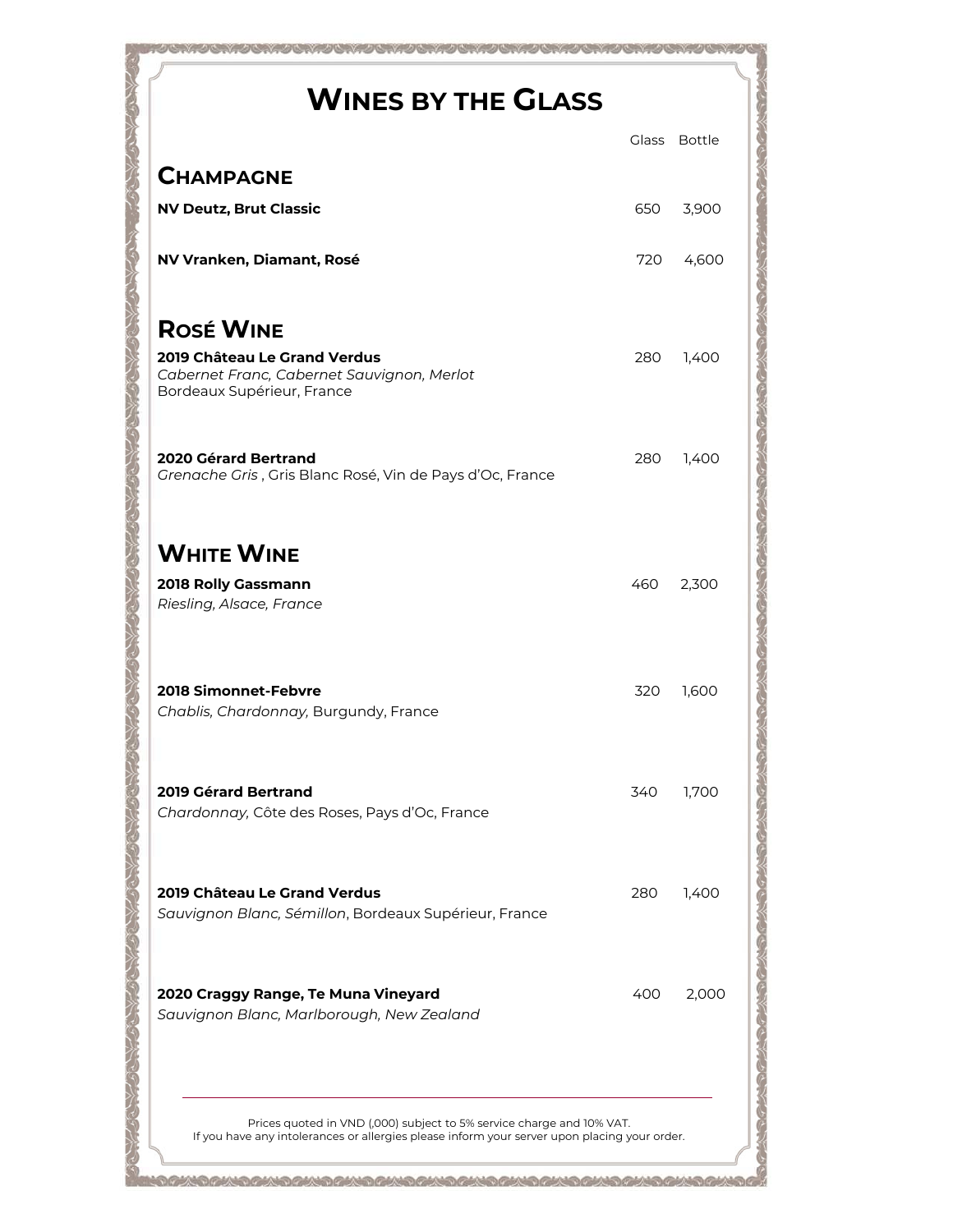# Wines by the Glass

| | Glass | Bottle |
|---|---|---|
| **CHAMPAGNE** | | |
| **NV Deutz, Brut Classic** | 650 | 3,900 |
| **NV Vranken, Diamant, Rosé** | 720 | 4,600 |
| **ROSÉ WINE** | | |
| **2019 Château Le Grand Verdus**<br>*Cabernet Franc, Cabernet Sauvignon, Merlot*<br>Bordeaux Supérieur, France | 280 | 1,400 |
| **2020 Gérard Bertrand**<br>*Grenache Gris* , Gris Blanc Rosé, Vin de Pays d'Oc, France | 280 | 1,400 |
| **WHITE WINE** | | |
| **2018 Rolly Gassmann**<br>*Riesling, Alsace, France* | 460 | 2,300 |
| **2018 Simonnet-Febvre**<br>*Chablis, Chardonnay,* Burgundy, France | 320 | 1,600 |
| **2019 Gérard Bertrand**<br>*Chardonnay,* Côte des Roses, Pays d'Oc, France | 340 | 1,700 |
| **2019 Château Le Grand Verdus**<br>*Sauvignon Blanc, Sémillon*, Bordeaux Supérieur, France | 280 | 1,400 |
| **2020 Craggy Range, Te Muna Vineyard**<br>*Sauvignon Blanc, Marlborough, New Zealand* | 400 | 2,000 |

Prices quoted in VND (,000) subject to 5% service charge and 10% VAT.
If you have any intolerances or allergies please inform your server upon placing your order.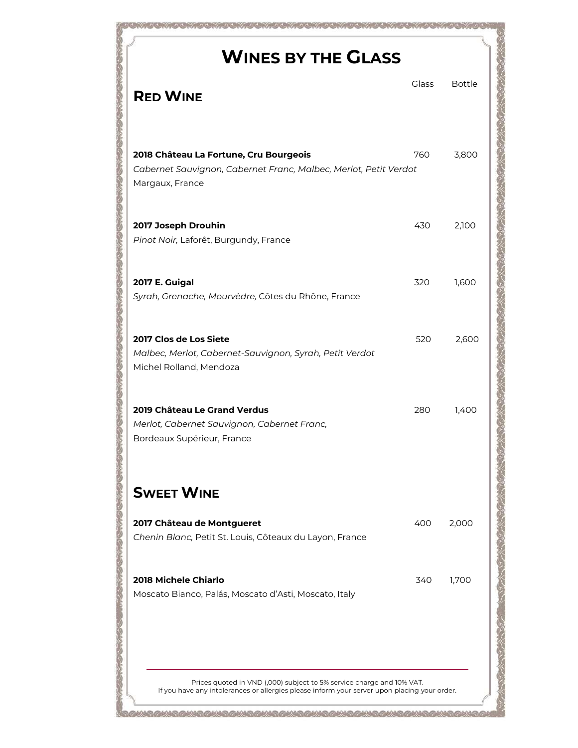# Wines by the Glass

## Red Wine

| | Glass | Bottle |
|---|---|---|
| **2018 Château La Fortune, Cru Bourgeois**<br>*Cabernet Sauvignon, Cabernet Franc, Malbec, Merlot, Petit Verdot*<br>Margaux, France | 760 | 3,800 |
| **2017 Joseph Drouhin**<br>*Pinot Noir,* Laforêt, Burgundy, France | 430 | 2,100 |
| **2017 E. Guigal**<br>*Syrah, Grenache, Mourvèdre,* Côtes du Rhône, France | 320 | 1,600 |
| **2017 Clos de Los Siete**<br>*Malbec, Merlot, Cabernet-Sauvignon, Syrah, Petit Verdot*<br>Michel Rolland, Mendoza | 520 | 2,600 |
| **2019 Château Le Grand Verdus**<br>*Merlot, Cabernet Sauvignon, Cabernet Franc,*<br>Bordeaux Supérieur, France | 280 | 1,400 |

## Sweet Wine

| | Glass | Bottle |
|---|---|---|
| **2017 Château de Montgueret**<br>*Chenin Blanc,* Petit St. Louis, Côteaux du Layon, France | 400 | 2,000 |
| **2018 Michele Chiarlo**<br>Moscato Bianco, Palás, Moscato d'Asti, Moscato, Italy | 340 | 1,700 |

Prices quoted in VND (,000) subject to 5% service charge and 10% VAT.
If you have any intolerances or allergies please inform your server upon placing your order.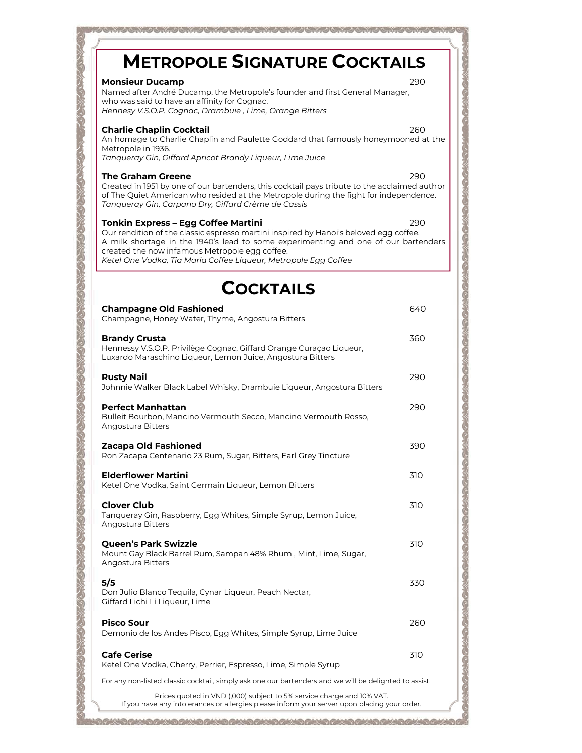# Metropole Signature Cocktails

**Monsieur Ducamp** 290
Named after André Ducamp, the Metropole's founder and first General Manager, who was said to have an affinity for Cognac.
*Hennesy V.S.O.P. Cognac, Drambuie , Lime, Orange Bitters*

**Charlie Chaplin Cocktail** 260
An homage to Charlie Chaplin and Paulette Goddard that famously honeymooned at the Metropole in 1936.
*Tanqueray Gin, Giffard Apricot Brandy Liqueur, Lime Juice*

**The Graham Greene** 290
Created in 1951 by one of our bartenders, this cocktail pays tribute to the acclaimed author of The Quiet American who resided at the Metropole during the fight for independence.
*Tanqueray Gin, Carpano Dry, Giffard Crème de Cassis*

**Tonkin Express – Egg Coffee Martini** 290
Our rendition of the classic espresso martini inspired by Hanoi's beloved egg coffee.
A milk shortage in the 1940's lead to some experimenting and one of our bartenders created the now infamous Metropole egg coffee.
*Ketel One Vodka, Tia Maria Coffee Liqueur, Metropole Egg Coffee*

# Cocktails

**Champagne Old Fashioned** 640
Champagne, Honey Water, Thyme, Angostura Bitters

**Brandy Crusta** 360
Hennessy V.S.O.P. Privilège Cognac, Giffard Orange Curaçao Liqueur, Luxardo Maraschino Liqueur, Lemon Juice, Angostura Bitters

**Rusty Nail** 290
Johnnie Walker Black Label Whisky, Drambuie Liqueur, Angostura Bitters

**Perfect Manhattan** 290
Bulleit Bourbon, Mancino Vermouth Secco, Mancino Vermouth Rosso, Angostura Bitters

**Zacapa Old Fashioned** 390
Ron Zacapa Centenario 23 Rum, Sugar, Bitters, Earl Grey Tincture

**Elderflower Martini** 310
Ketel One Vodka, Saint Germain Liqueur, Lemon Bitters

**Clover Club** 310
Tanqueray Gin, Raspberry, Egg Whites, Simple Syrup, Lemon Juice, Angostura Bitters

**Queen's Park Swizzle** 310
Mount Gay Black Barrel Rum, Sampan 48% Rhum , Mint, Lime, Sugar, Angostura Bitters

**5/5** 330
Don Julio Blanco Tequila, Cynar Liqueur, Peach Nectar, Giffard Lichi Li Liqueur, Lime

**Pisco Sour** 260
Demonio de los Andes Pisco, Egg Whites, Simple Syrup, Lime Juice

**Cafe Cerise** 310
Ketel One Vodka, Cherry, Perrier, Espresso, Lime, Simple Syrup

For any non-listed classic cocktail, simply ask one our bartenders and we will be delighted to assist.

Prices quoted in VND (,000) subject to 5% service charge and 10% VAT.
If you have any intolerances or allergies please inform your server upon placing your order.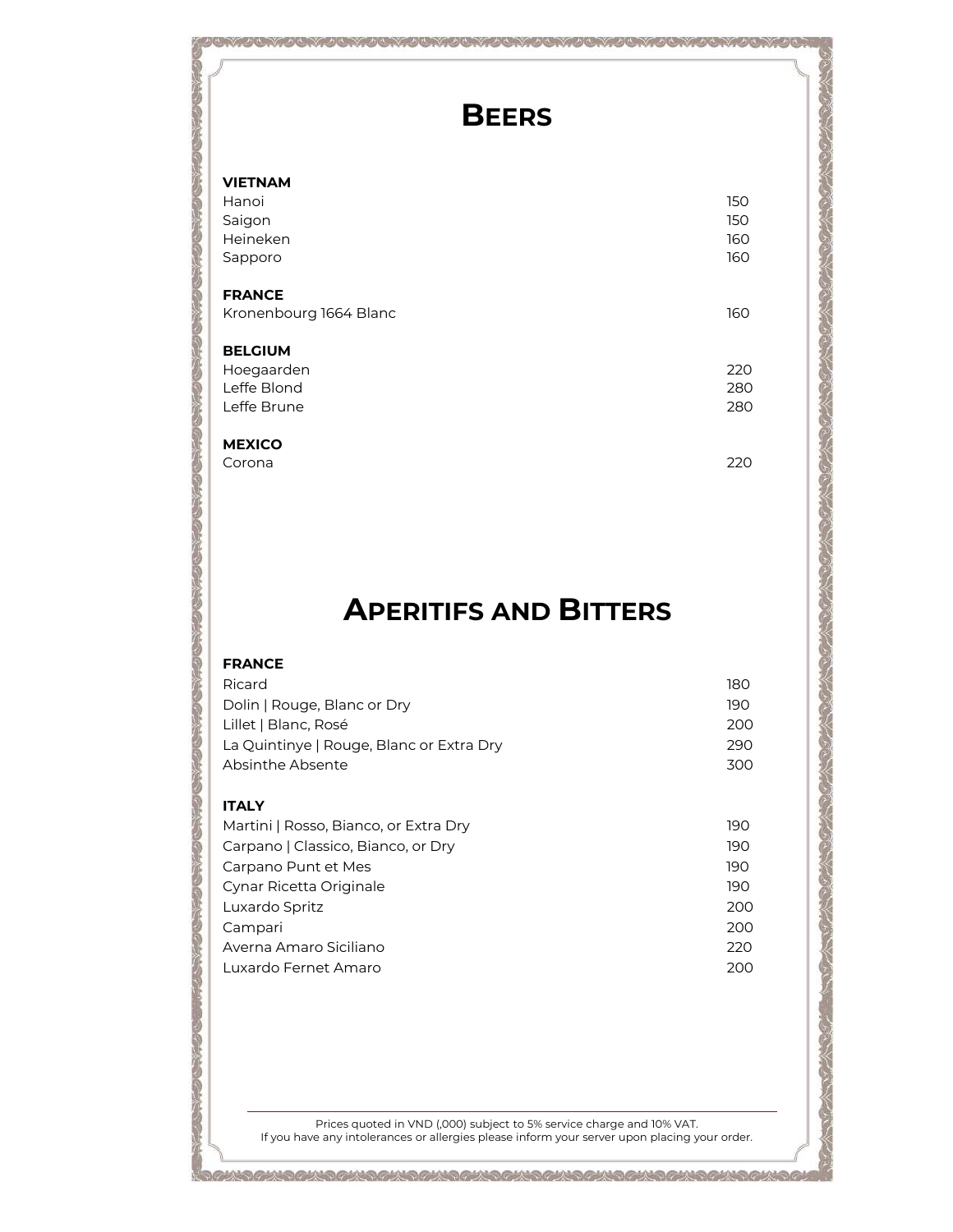# Beers

**VIETNAM**

| | |
|---|---|
| Hanoi | 150 |
| Saigon | 150 |
| Heineken | 160 |
| Sapporo | 160 |

**FRANCE**

| | |
|---|---|
| Kronenbourg 1664 Blanc | 160 |

**BELGIUM**

| | |
|---|---|
| Hoegaarden | 220 |
| Leffe Blond | 280 |
| Leffe Brune | 280 |

**MEXICO**

| | |
|---|---|
| Corona | 220 |

# Aperitifs and Bitters

**FRANCE**

| | |
|---|---|
| Ricard | 180 |
| Dolin \| Rouge, Blanc or Dry | 190 |
| Lillet \| Blanc, Rosé | 200 |
| La Quintinye \| Rouge, Blanc or Extra Dry | 290 |
| Absinthe Absente | 300 |

**ITALY**

| | |
|---|---|
| Martini \| Rosso, Bianco, or Extra Dry | 190 |
| Carpano \| Classico, Bianco, or Dry | 190 |
| Carpano Punt et Mes | 190 |
| Cynar Ricetta Originale | 190 |
| Luxardo Spritz | 200 |
| Campari | 200 |
| Averna Amaro Siciliano | 220 |
| Luxardo Fernet Amaro | 200 |

Prices quoted in VND (,000) subject to 5% service charge and 10% VAT.
If you have any intolerances or allergies please inform your server upon placing your order.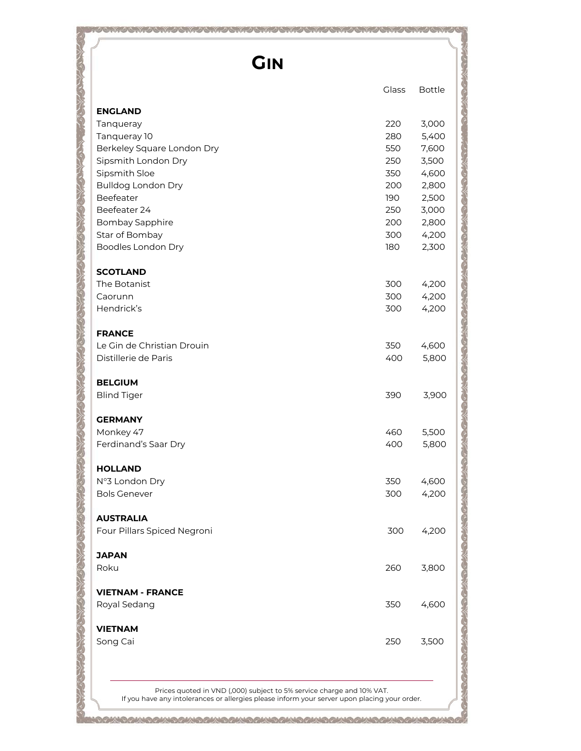# Gin

| | Glass | Bottle |
|---|---|---|
| **ENGLAND** | | |
| Tanqueray | 220 | 3,000 |
| Tanqueray 10 | 280 | 5,400 |
| Berkeley Square London Dry | 550 | 7,600 |
| Sipsmith London Dry | 250 | 3,500 |
| Sipsmith Sloe | 350 | 4,600 |
| Bulldog London Dry | 200 | 2,800 |
| Beefeater | 190 | 2,500 |
| Beefeater 24 | 250 | 3,000 |
| Bombay Sapphire | 200 | 2,800 |
| Star of Bombay | 300 | 4,200 |
| Boodles London Dry | 180 | 2,300 |
| **SCOTLAND** | | |
| The Botanist | 300 | 4,200 |
| Caorunn | 300 | 4,200 |
| Hendrick's | 300 | 4,200 |
| **FRANCE** | | |
| Le Gin de Christian Drouin | 350 | 4,600 |
| Distillerie de Paris | 400 | 5,800 |
| **BELGIUM** | | |
| Blind Tiger | 390 | 3,900 |
| **GERMANY** | | |
| Monkey 47 | 460 | 5,500 |
| Ferdinand's Saar Dry | 400 | 5,800 |
| **HOLLAND** | | |
| N°3 London Dry | 350 | 4,600 |
| Bols Genever | 300 | 4,200 |
| **AUSTRALIA** | | |
| Four Pillars Spiced Negroni | 300 | 4,200 |
| **JAPAN** | | |
| Roku | 260 | 3,800 |
| **VIETNAM - FRANCE** | | |
| Royal Sedang | 350 | 4,600 |
| **VIETNAM** | | |
| Song Cai | 250 | 3,500 |

Prices quoted in VND (,000) subject to 5% service charge and 10% VAT.
If you have any intolerances or allergies please inform your server upon placing your order.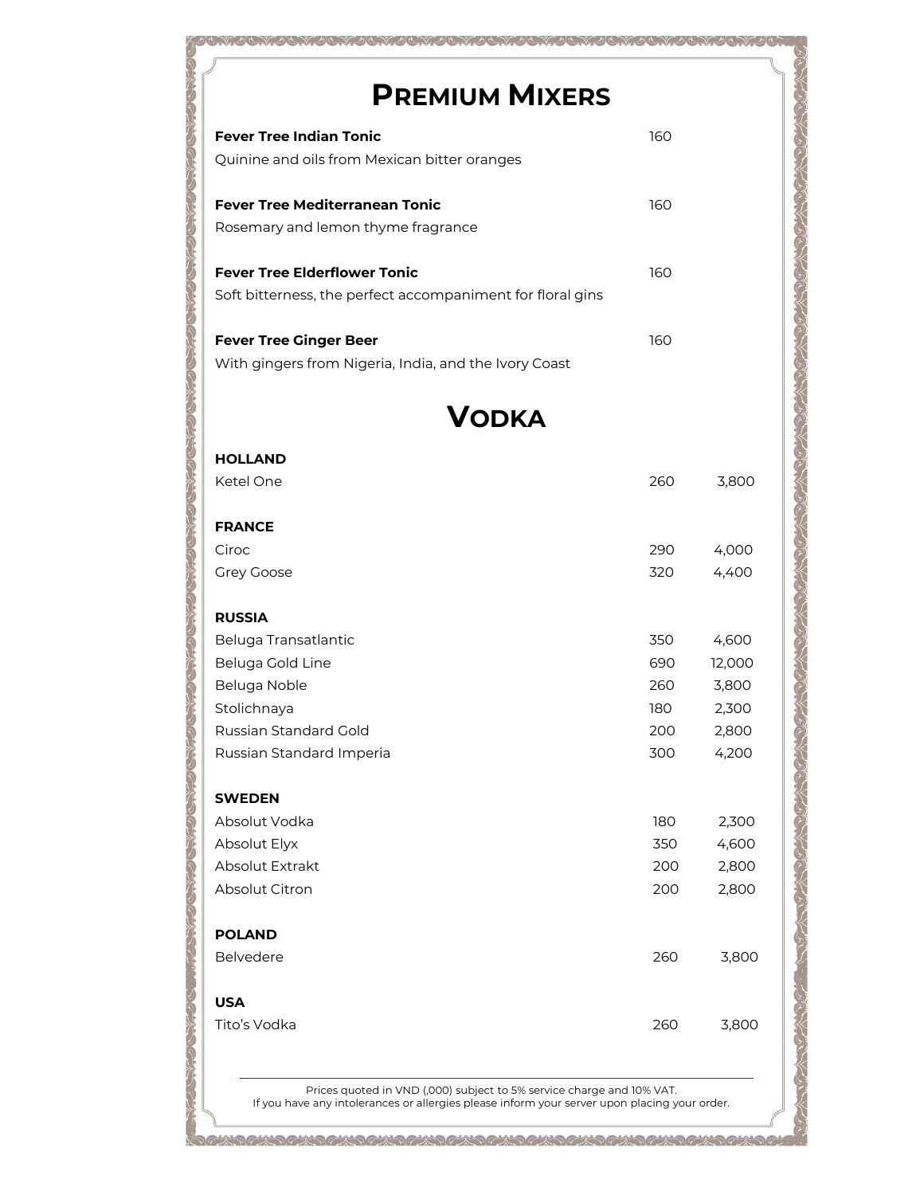# Premium Mixers

**Fever Tree Indian Tonic** 160
Quinine and oils from Mexican bitter oranges

**Fever Tree Mediterranean Tonic** 160
Rosemary and lemon thyme fragrance

**Fever Tree Elderflower Tonic** 160
Soft bitterness, the perfect accompaniment for floral gins

**Fever Tree Ginger Beer** 160
With gingers from Nigeria, India, and the Ivory Coast

# Vodka

| | | |
|---|---|---|
| **HOLLAND** | | |
| Ketel One | 260 | 3,800 |
| **FRANCE** | | |
| Ciroc | 290 | 4,000 |
| Grey Goose | 320 | 4,400 |
| **RUSSIA** | | |
| Beluga Transatlantic | 350 | 4,600 |
| Beluga Gold Line | 690 | 12,000 |
| Beluga Noble | 260 | 3,800 |
| Stolichnaya | 180 | 2,300 |
| Russian Standard Gold | 200 | 2,800 |
| Russian Standard Imperia | 300 | 4,200 |
| **SWEDEN** | | |
| Absolut Vodka | 180 | 2,300 |
| Absolut Elyx | 350 | 4,600 |
| Absolut Extrakt | 200 | 2,800 |
| Absolut Citron | 200 | 2,800 |
| **POLAND** | | |
| Belvedere | 260 | 3,800 |
| **USA** | | |
| Tito's Vodka | 260 | 3,800 |

Prices quoted in VND (,000) subject to 5% service charge and 10% VAT.
If you have any intolerances or allergies please inform your server upon placing your order.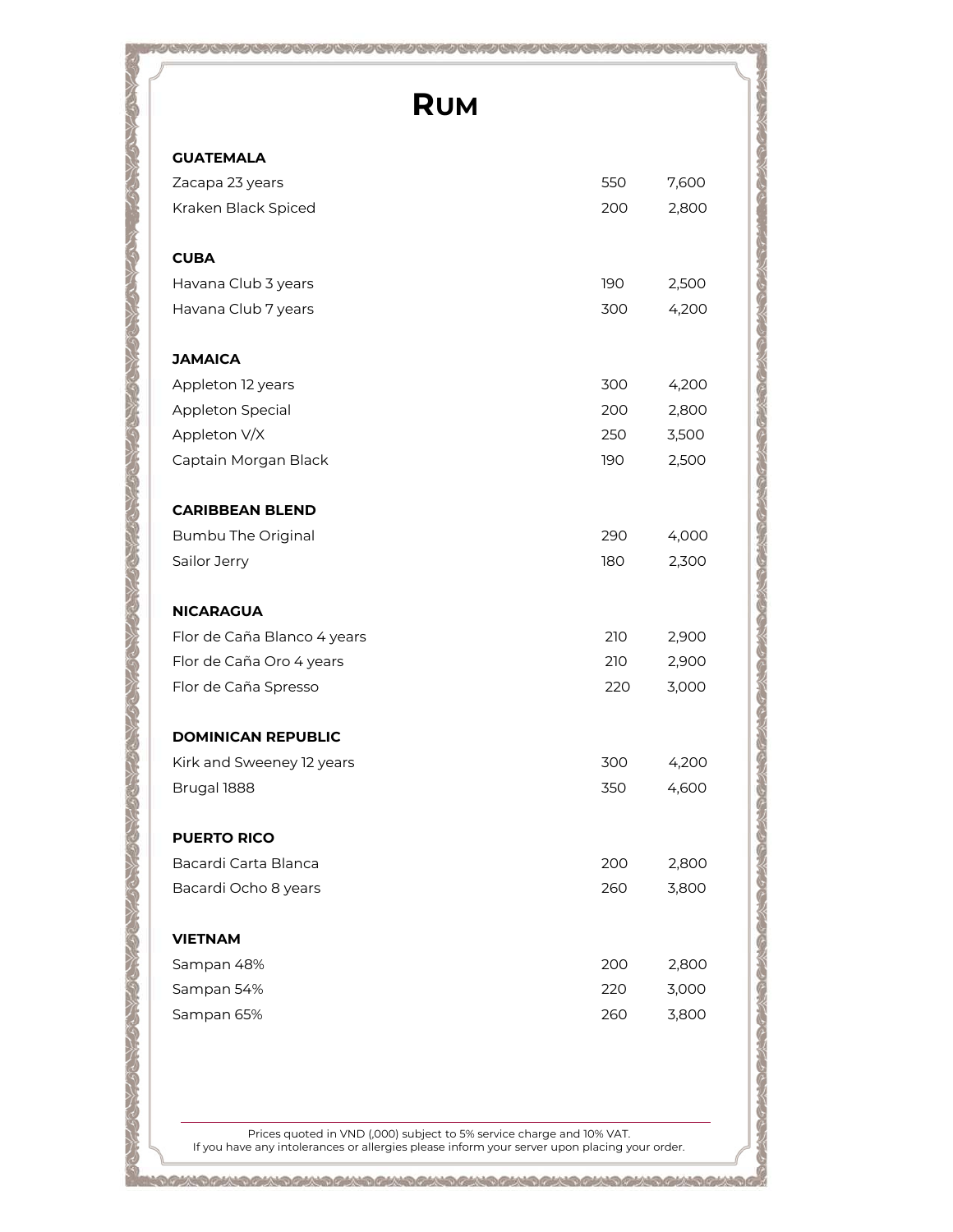# Rum

| | | |
|---|---|---|
| **GUATEMALA** | | |
| Zacapa 23 years | 550 | 7,600 |
| Kraken Black Spiced | 200 | 2,800 |
| **CUBA** | | |
| Havana Club 3 years | 190 | 2,500 |
| Havana Club 7 years | 300 | 4,200 |
| **JAMAICA** | | |
| Appleton 12 years | 300 | 4,200 |
| Appleton Special | 200 | 2,800 |
| Appleton V/X | 250 | 3,500 |
| Captain Morgan Black | 190 | 2,500 |
| **CARIBBEAN BLEND** | | |
| Bumbu The Original | 290 | 4,000 |
| Sailor Jerry | 180 | 2,300 |
| **NICARAGUA** | | |
| Flor de Caña Blanco 4 years | 210 | 2,900 |
| Flor de Caña Oro 4 years | 210 | 2,900 |
| Flor de Caña Spresso | 220 | 3,000 |
| **DOMINICAN REPUBLIC** | | |
| Kirk and Sweeney 12 years | 300 | 4,200 |
| Brugal 1888 | 350 | 4,600 |
| **PUERTO RICO** | | |
| Bacardi Carta Blanca | 200 | 2,800 |
| Bacardi Ocho 8 years | 260 | 3,800 |
| **VIETNAM** | | |
| Sampan 48% | 200 | 2,800 |
| Sampan 54% | 220 | 3,000 |
| Sampan 65% | 260 | 3,800 |

Prices quoted in VND (,000) subject to 5% service charge and 10% VAT.
If you have any intolerances or allergies please inform your server upon placing your order.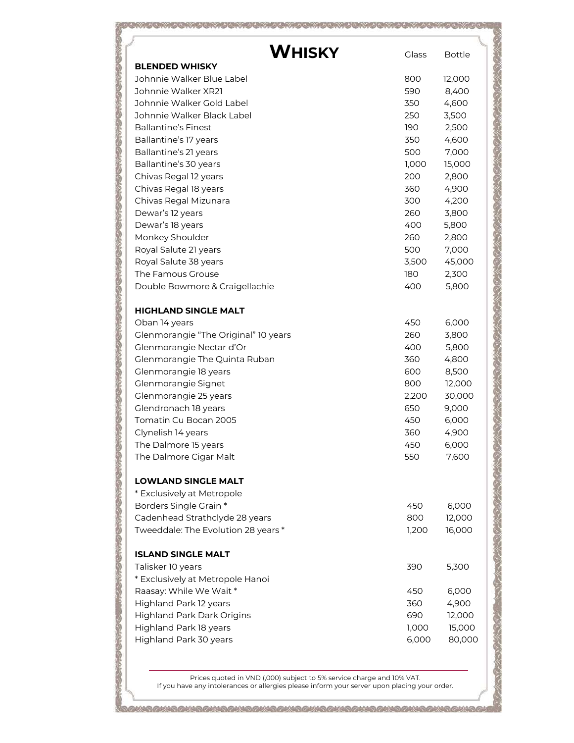# Whisky

| | Glass | Bottle |
|---|---|---|
| **BLENDED WHISKY** | | |
| Johnnie Walker Blue Label | 800 | 12,000 |
| Johnnie Walker XR21 | 590 | 8,400 |
| Johnnie Walker Gold Label | 350 | 4,600 |
| Johnnie Walker Black Label | 250 | 3,500 |
| Ballantine's Finest | 190 | 2,500 |
| Ballantine's 17 years | 350 | 4,600 |
| Ballantine's 21 years | 500 | 7,000 |
| Ballantine's 30 years | 1,000 | 15,000 |
| Chivas Regal 12 years | 200 | 2,800 |
| Chivas Regal 18 years | 360 | 4,900 |
| Chivas Regal Mizunara | 300 | 4,200 |
| Dewar's 12 years | 260 | 3,800 |
| Dewar's 18 years | 400 | 5,800 |
| Monkey Shoulder | 260 | 2,800 |
| Royal Salute 21 years | 500 | 7,000 |
| Royal Salute 38 years | 3,500 | 45,000 |
| The Famous Grouse | 180 | 2,300 |
| Double Bowmore & Craigellachie | 400 | 5,800 |
| **HIGHLAND SINGLE MALT** | | |
| Oban 14 years | 450 | 6,000 |
| Glenmorangie "The Original" 10 years | 260 | 3,800 |
| Glenmorangie Nectar d'Or | 400 | 5,800 |
| Glenmorangie The Quinta Ruban | 360 | 4,800 |
| Glenmorangie 18 years | 600 | 8,500 |
| Glenmorangie Signet | 800 | 12,000 |
| Glenmorangie 25 years | 2,200 | 30,000 |
| Glendronach 18 years | 650 | 9,000 |
| Tomatin Cu Bocan 2005 | 450 | 6,000 |
| Clynelish 14 years | 360 | 4,900 |
| The Dalmore 15 years | 450 | 6,000 |
| The Dalmore Cigar Malt | 550 | 7,600 |
| **LOWLAND SINGLE MALT** | | |
| * Exclusively at Metropole | | |
| Borders Single Grain * | 450 | 6,000 |
| Cadenhead Strathclyde 28 years | 800 | 12,000 |
| Tweeddale: The Evolution 28 years * | 1,200 | 16,000 |
| **ISLAND SINGLE MALT** | | |
| Talisker 10 years | 390 | 5,300 |
| * Exclusively at Metropole Hanoi | | |
| Raasay: While We Wait * | 450 | 6,000 |
| Highland Park 12 years | 360 | 4,900 |
| Highland Park Dark Origins | 690 | 12,000 |
| Highland Park 18 years | 1,000 | 15,000 |
| Highland Park 30 years | 6,000 | 80,000 |

Prices quoted in VND (,000) subject to 5% service charge and 10% VAT.
If you have any intolerances or allergies please inform your server upon placing your order.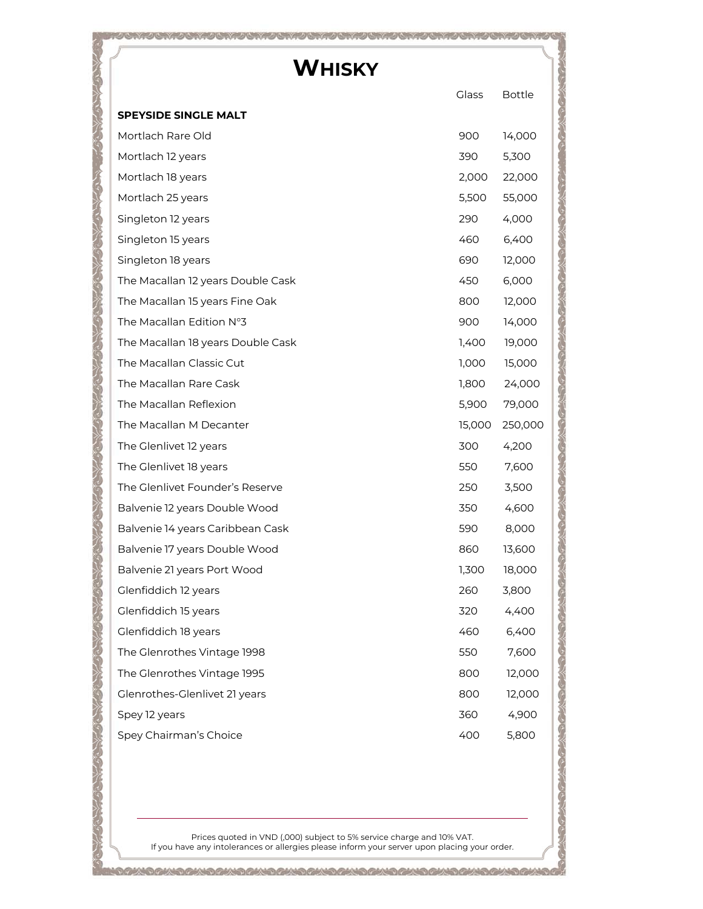# Whisky

| | Glass | Bottle |
|---|---|---|
| **SPEYSIDE SINGLE MALT** | | |
| Mortlach Rare Old | 900 | 14,000 |
| Mortlach 12 years | 390 | 5,300 |
| Mortlach 18 years | 2,000 | 22,000 |
| Mortlach 25 years | 5,500 | 55,000 |
| Singleton 12 years | 290 | 4,000 |
| Singleton 15 years | 460 | 6,400 |
| Singleton 18 years | 690 | 12,000 |
| The Macallan 12 years Double Cask | 450 | 6,000 |
| The Macallan 15 years Fine Oak | 800 | 12,000 |
| The Macallan Edition N°3 | 900 | 14,000 |
| The Macallan 18 years Double Cask | 1,400 | 19,000 |
| The Macallan Classic Cut | 1,000 | 15,000 |
| The Macallan Rare Cask | 1,800 | 24,000 |
| The Macallan Reflexion | 5,900 | 79,000 |
| The Macallan M Decanter | 15,000 | 250,000 |
| The Glenlivet 12 years | 300 | 4,200 |
| The Glenlivet 18 years | 550 | 7,600 |
| The Glenlivet Founder's Reserve | 250 | 3,500 |
| Balvenie 12 years Double Wood | 350 | 4,600 |
| Balvenie 14 years Caribbean Cask | 590 | 8,000 |
| Balvenie 17 years Double Wood | 860 | 13,600 |
| Balvenie 21 years Port Wood | 1,300 | 18,000 |
| Glenfiddich 12 years | 260 | 3,800 |
| Glenfiddich 15 years | 320 | 4,400 |
| Glenfiddich 18 years | 460 | 6,400 |
| The Glenrothes Vintage 1998 | 550 | 7,600 |
| The Glenrothes Vintage 1995 | 800 | 12,000 |
| Glenrothes-Glenlivet 21 years | 800 | 12,000 |
| Spey 12 years | 360 | 4,900 |
| Spey Chairman's Choice | 400 | 5,800 |

Prices quoted in VND (,000) subject to 5% service charge and 10% VAT.
If you have any intolerances or allergies please inform your server upon placing your order.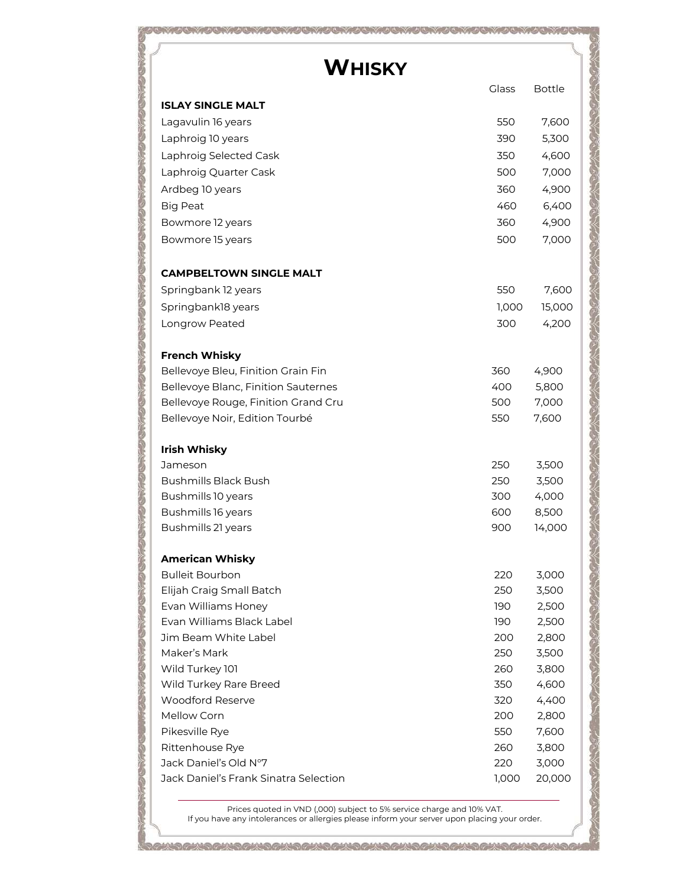# Whisky

| | Glass | Bottle |
| --- | --- | --- |
| **ISLAY SINGLE MALT** | | |
| Lagavulin 16 years | 550 | 7,600 |
| Laphroig 10 years | 390 | 5,300 |
| Laphroig Selected Cask | 350 | 4,600 |
| Laphroig Quarter Cask | 500 | 7,000 |
| Ardbeg 10 years | 360 | 4,900 |
| Big Peat | 460 | 6,400 |
| Bowmore 12 years | 360 | 4,900 |
| Bowmore 15 years | 500 | 7,000 |
| **CAMPBELTOWN SINGLE MALT** | | |
| Springbank 12 years | 550 | 7,600 |
| Springbank18 years | 1,000 | 15,000 |
| Longrow Peated | 300 | 4,200 |
| **French Whisky** | | |
| Bellevoye Bleu, Finition Grain Fin | 360 | 4,900 |
| Bellevoye Blanc, Finition Sauternes | 400 | 5,800 |
| Bellevoye Rouge, Finition Grand Cru | 500 | 7,000 |
| Bellevoye Noir, Edition Tourbé | 550 | 7,600 |
| **Irish Whisky** | | |
| Jameson | 250 | 3,500 |
| Bushmills Black Bush | 250 | 3,500 |
| Bushmills 10 years | 300 | 4,000 |
| Bushmills 16 years | 600 | 8,500 |
| Bushmills 21 years | 900 | 14,000 |
| **American Whisky** | | |
| Bulleit Bourbon | 220 | 3,000 |
| Elijah Craig Small Batch | 250 | 3,500 |
| Evan Williams Honey | 190 | 2,500 |
| Evan Williams Black Label | 190 | 2,500 |
| Jim Beam White Label | 200 | 2,800 |
| Maker's Mark | 250 | 3,500 |
| Wild Turkey 101 | 260 | 3,800 |
| Wild Turkey Rare Breed | 350 | 4,600 |
| Woodford Reserve | 320 | 4,400 |
| Mellow Corn | 200 | 2,800 |
| Pikesville Rye | 550 | 7,600 |
| Rittenhouse Rye | 260 | 3,800 |
| Jack Daniel's Old N°7 | 220 | 3,000 |
| Jack Daniel's Frank Sinatra Selection | 1,000 | 20,000 |

Prices quoted in VND (,000) subject to 5% service charge and 10% VAT.
If you have any intolerances or allergies please inform your server upon placing your order.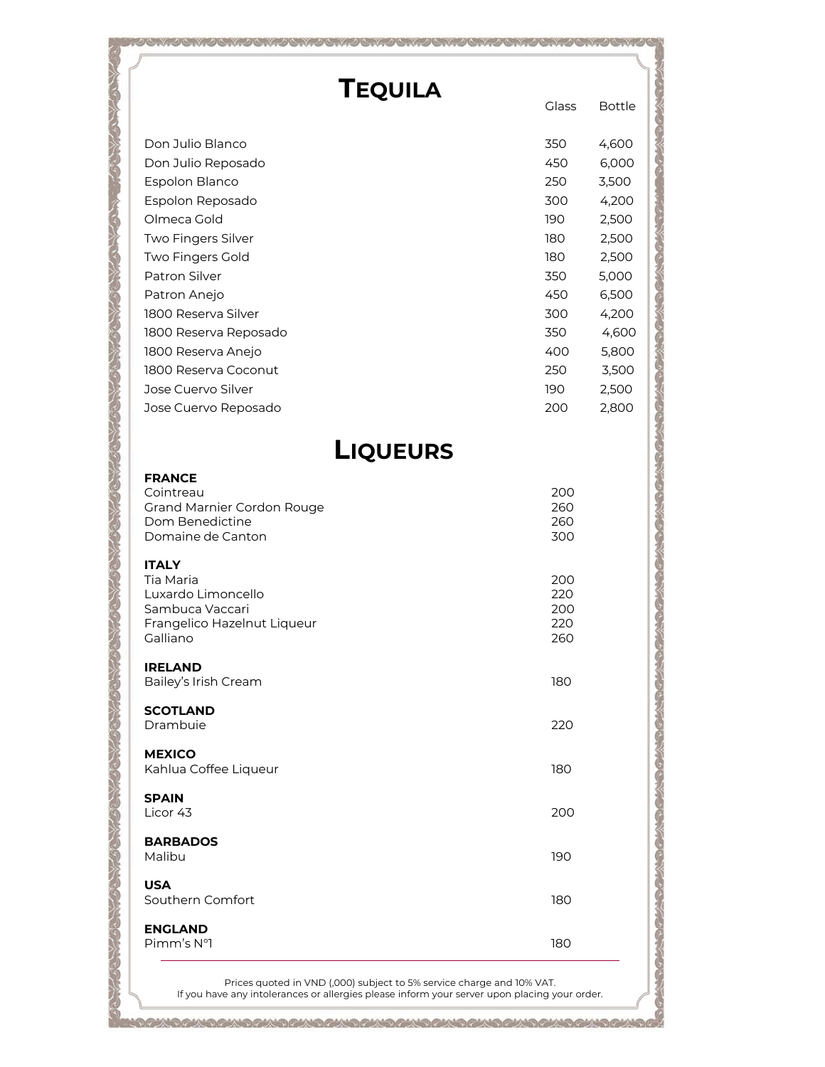# TEQUILA

| | Glass | Bottle |
|---|---|---|
| Don Julio Blanco | 350 | 4,600 |
| Don Julio Reposado | 450 | 6,000 |
| Espolon Blanco | 250 | 3,500 |
| Espolon Reposado | 300 | 4,200 |
| Olmeca Gold | 190 | 2,500 |
| Two Fingers Silver | 180 | 2,500 |
| Two Fingers Gold | 180 | 2,500 |
| Patron Silver | 350 | 5,000 |
| Patron Anejo | 450 | 6,500 |
| 1800 Reserva Silver | 300 | 4,200 |
| 1800 Reserva Reposado | 350 | 4,600 |
| 1800 Reserva Anejo | 400 | 5,800 |
| 1800 Reserva Coconut | 250 | 3,500 |
| Jose Cuervo Silver | 190 | 2,500 |
| Jose Cuervo Reposado | 200 | 2,800 |

# LIQUEURS

| | |
|---|---|
| **FRANCE** | |
| Cointreau | 200 |
| Grand Marnier Cordon Rouge | 260 |
| Dom Benedictine | 260 |
| Domaine de Canton | 300 |
| **ITALY** | |
| Tia Maria | 200 |
| Luxardo Limoncello | 220 |
| Sambuca Vaccari | 200 |
| Frangelico Hazelnut Liqueur | 220 |
| Galliano | 260 |
| **IRELAND** | |
| Bailey's Irish Cream | 180 |
| **SCOTLAND** | |
| Drambuie | 220 |
| **MEXICO** | |
| Kahlua Coffee Liqueur | 180 |
| **SPAIN** | |
| Licor 43 | 200 |
| **BARBADOS** | |
| Malibu | 190 |
| **USA** | |
| Southern Comfort | 180 |
| **ENGLAND** | |
| Pimm's N°1 | 180 |

Prices quoted in VND (,000) subject to 5% service charge and 10% VAT.
If you have any intolerances or allergies please inform your server upon placing your order.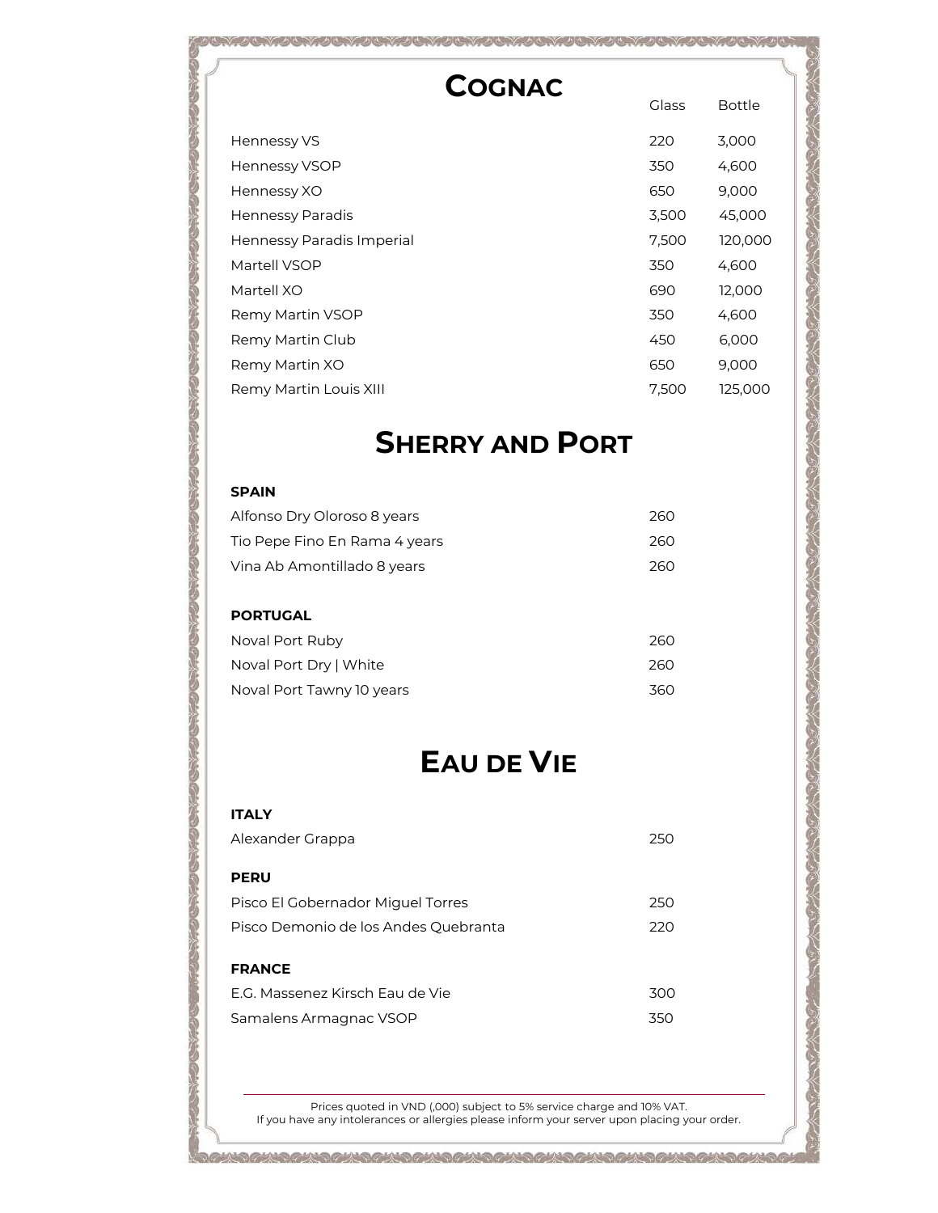# Cognac

| | Glass | Bottle |
| --- | --- | --- |
| Hennessy VS | 220 | 3,000 |
| Hennessy VSOP | 350 | 4,600 |
| Hennessy XO | 650 | 9,000 |
| Hennessy Paradis | 3,500 | 45,000 |
| Hennessy Paradis Imperial | 7,500 | 120,000 |
| Martell VSOP | 350 | 4,600 |
| Martell XO | 690 | 12,000 |
| Remy Martin VSOP | 350 | 4,600 |
| Remy Martin Club | 450 | 6,000 |
| Remy Martin XO | 650 | 9,000 |
| Remy Martin Louis XIII | 7,500 | 125,000 |

# Sherry and Port

**SPAIN**

| | |
| --- | --- |
| Alfonso Dry Oloroso 8 years | 260 |
| Tio Pepe Fino En Rama 4 years | 260 |
| Vina Ab Amontillado 8 years | 260 |

**PORTUGAL**

| | |
| --- | --- |
| Noval Port Ruby | 260 |
| Noval Port Dry \| White | 260 |
| Noval Port Tawny 10 years | 360 |

# Eau de Vie

**ITALY**

| | |
| --- | --- |
| Alexander Grappa | 250 |

**PERU**

| | |
| --- | --- |
| Pisco El Gobernador Miguel Torres | 250 |
| Pisco Demonio de los Andes Quebranta | 220 |

**FRANCE**

| | |
| --- | --- |
| E.G. Massenez Kirsch Eau de Vie | 300 |
| Samalens Armagnac VSOP | 350 |

Prices quoted in VND (,000) subject to 5% service charge and 10% VAT.
If you have any intolerances or allergies please inform your server upon placing your order.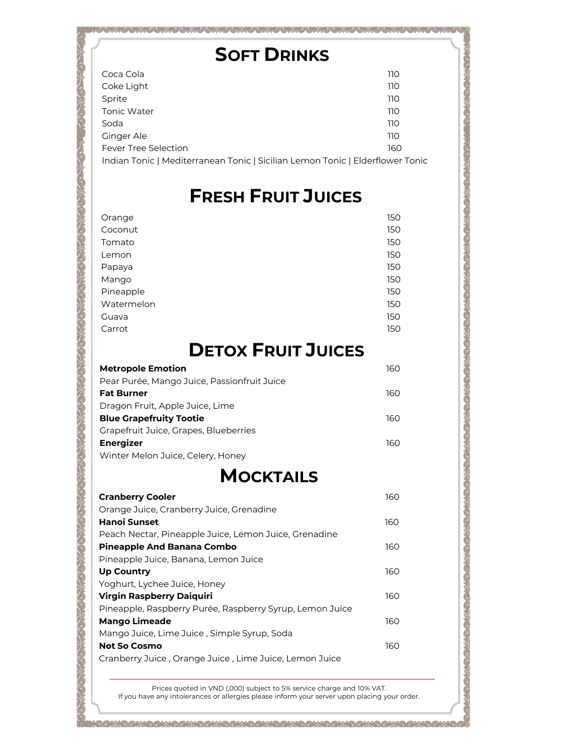# Soft Drinks

| | |
|---|---|
| Coca Cola | 110 |
| Coke Light | 110 |
| Sprite | 110 |
| Tonic Water | 110 |
| Soda | 110 |
| Ginger Ale | 110 |
| Fever Tree Selection | 160 |

Indian Tonic | Mediterranean Tonic | Sicilian Lemon Tonic | Elderflower Tonic

# Fresh Fruit Juices

| | |
|---|---|
| Orange | 150 |
| Coconut | 150 |
| Tomato | 150 |
| Lemon | 150 |
| Papaya | 150 |
| Mango | 150 |
| Pineapple | 150 |
| Watermelon | 150 |
| Guava | 150 |
| Carrot | 150 |

# Detox Fruit Juices

**Metropole Emotion** 160
Pear Purée, Mango Juice, Passionfruit Juice

**Fat Burner** 160
Dragon Fruit, Apple Juice, Lime

**Blue Grapefruity Tootie** 160
Grapefruit Juice, Grapes, Blueberries

**Energizer** 160
Winter Melon Juice, Celery, Honey

# Mocktails

**Cranberry Cooler** 160
Orange Juice, Cranberry Juice, Grenadine

**Hanoi Sunset** 160
Peach Nectar, Pineapple Juice, Lemon Juice, Grenadine

**Pineapple And Banana Combo** 160
Pineapple Juice, Banana, Lemon Juice

**Up Country** 160
Yoghurt, Lychee Juice, Honey

**Virgin Raspberry Daiquiri** 160
Pineapple, Raspberry Purée, Raspberry Syrup, Lemon Juice

**Mango Limeade** 160
Mango Juice, Lime Juice , Simple Syrup, Soda

**Not So Cosmo** 160
Cranberry Juice , Orange Juice , Lime Juice, Lemon Juice

---

Prices quoted in VND (,000) subject to 5% service charge and 10% VAT.
If you have any intolerances or allergies please inform your server upon placing your order.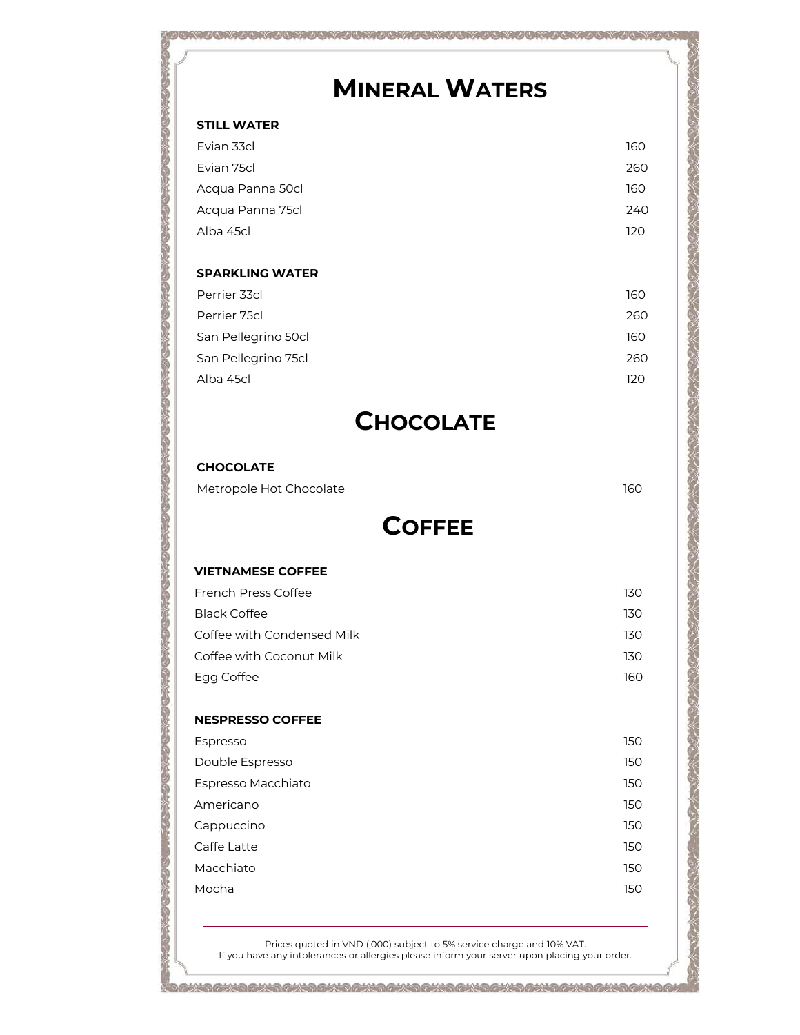# Mineral Waters

## STILL WATER

| | |
|---|---|
| Evian 33cl | 160 |
| Evian 75cl | 260 |
| Acqua Panna 50cl | 160 |
| Acqua Panna 75cl | 240 |
| Alba 45cl | 120 |

## SPARKLING WATER

| | |
|---|---|
| Perrier 33cl | 160 |
| Perrier 75cl | 260 |
| San Pellegrino 50cl | 160 |
| San Pellegrino 75cl | 260 |
| Alba 45cl | 120 |

# Chocolate

## CHOCOLATE

| | |
|---|---|
| Metropole Hot Chocolate | 160 |

# Coffee

## VIETNAMESE COFFEE

| | |
|---|---|
| French Press Coffee | 130 |
| Black Coffee | 130 |
| Coffee with Condensed Milk | 130 |
| Coffee with Coconut Milk | 130 |
| Egg Coffee | 160 |

## NESPRESSO COFFEE

| | |
|---|---|
| Espresso | 150 |
| Double Espresso | 150 |
| Espresso Macchiato | 150 |
| Americano | 150 |
| Cappuccino | 150 |
| Caffe Latte | 150 |
| Macchiato | 150 |
| Mocha | 150 |

---

Prices quoted in VND (,000) subject to 5% service charge and 10% VAT.
If you have any intolerances or allergies please inform your server upon placing your order.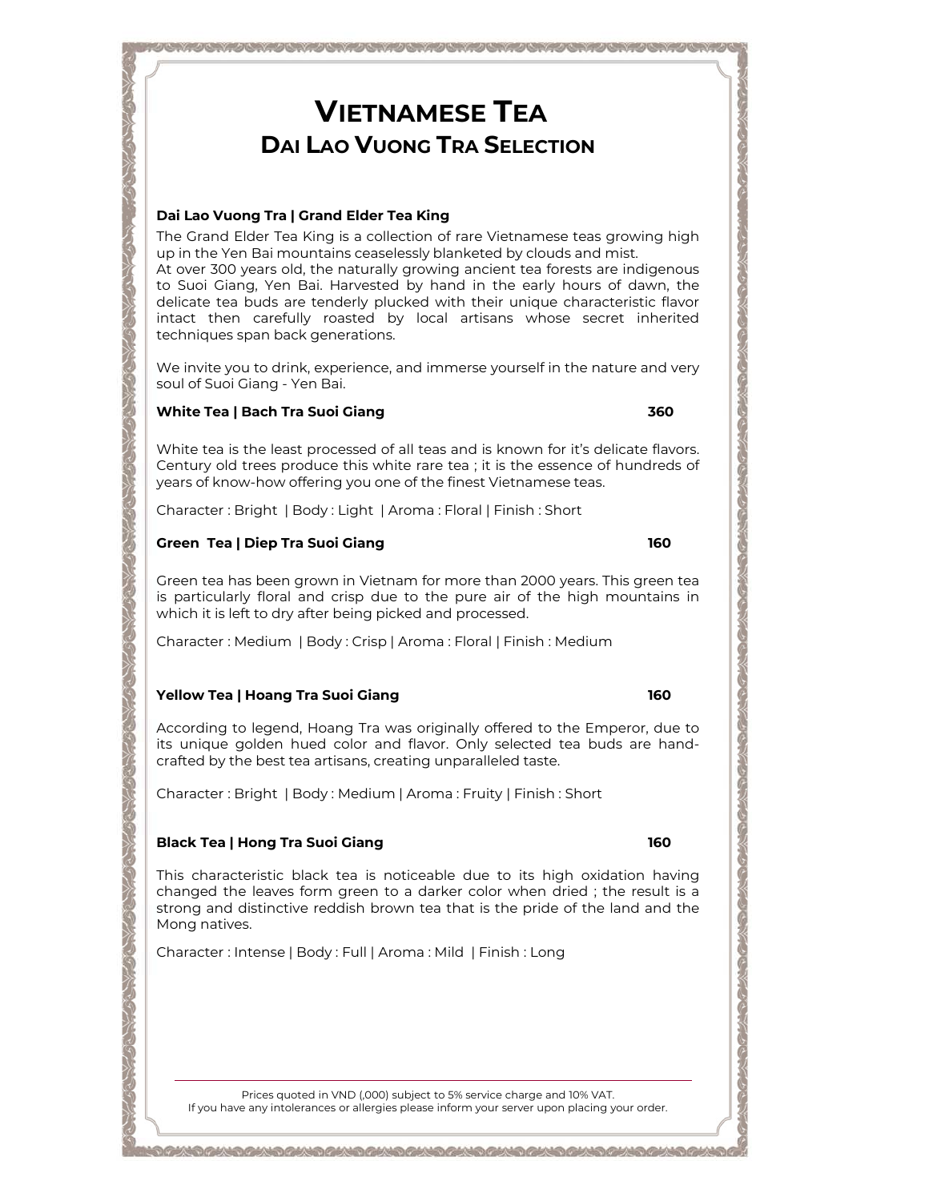# Vietnamese Tea

## Dai Lao Vuong Tra Selection

**Dai Lao Vuong Tra | Grand Elder Tea King**

The Grand Elder Tea King is a collection of rare Vietnamese teas growing high up in the Yen Bai mountains ceaselessly blanketed by clouds and mist.
At over 300 years old, the naturally growing ancient tea forests are indigenous to Suoi Giang, Yen Bai. Harvested by hand in the early hours of dawn, the delicate tea buds are tenderly plucked with their unique characteristic flavor intact then carefully roasted by local artisans whose secret inherited techniques span back generations.

We invite you to drink, experience, and immerse yourself in the nature and very soul of Suoi Giang - Yen Bai.

**White Tea | Bach Tra Suoi Giang** **360**

White tea is the least processed of all teas and is known for it's delicate flavors. Century old trees produce this white rare tea ; it is the essence of hundreds of years of know-how offering you one of the finest Vietnamese teas.

Character : Bright | Body : Light | Aroma : Floral | Finish : Short

**Green Tea | Diep Tra Suoi Giang** **160**

Green tea has been grown in Vietnam for more than 2000 years. This green tea is particularly floral and crisp due to the pure air of the high mountains in which it is left to dry after being picked and processed.

Character : Medium | Body : Crisp | Aroma : Floral | Finish : Medium

**Yellow Tea | Hoang Tra Suoi Giang** **160**

According to legend, Hoang Tra was originally offered to the Emperor, due to its unique golden hued color and flavor. Only selected tea buds are hand-crafted by the best tea artisans, creating unparalleled taste.

Character : Bright | Body : Medium | Aroma : Fruity | Finish : Short

**Black Tea | Hong Tra Suoi Giang** **160**

This characteristic black tea is noticeable due to its high oxidation having changed the leaves form green to a darker color when dried ; the result is a strong and distinctive reddish brown tea that is the pride of the land and the Mong natives.

Character : Intense | Body : Full | Aroma : Mild | Finish : Long

---

Prices quoted in VND (,000) subject to 5% service charge and 10% VAT.
If you have any intolerances or allergies please inform your server upon placing your order.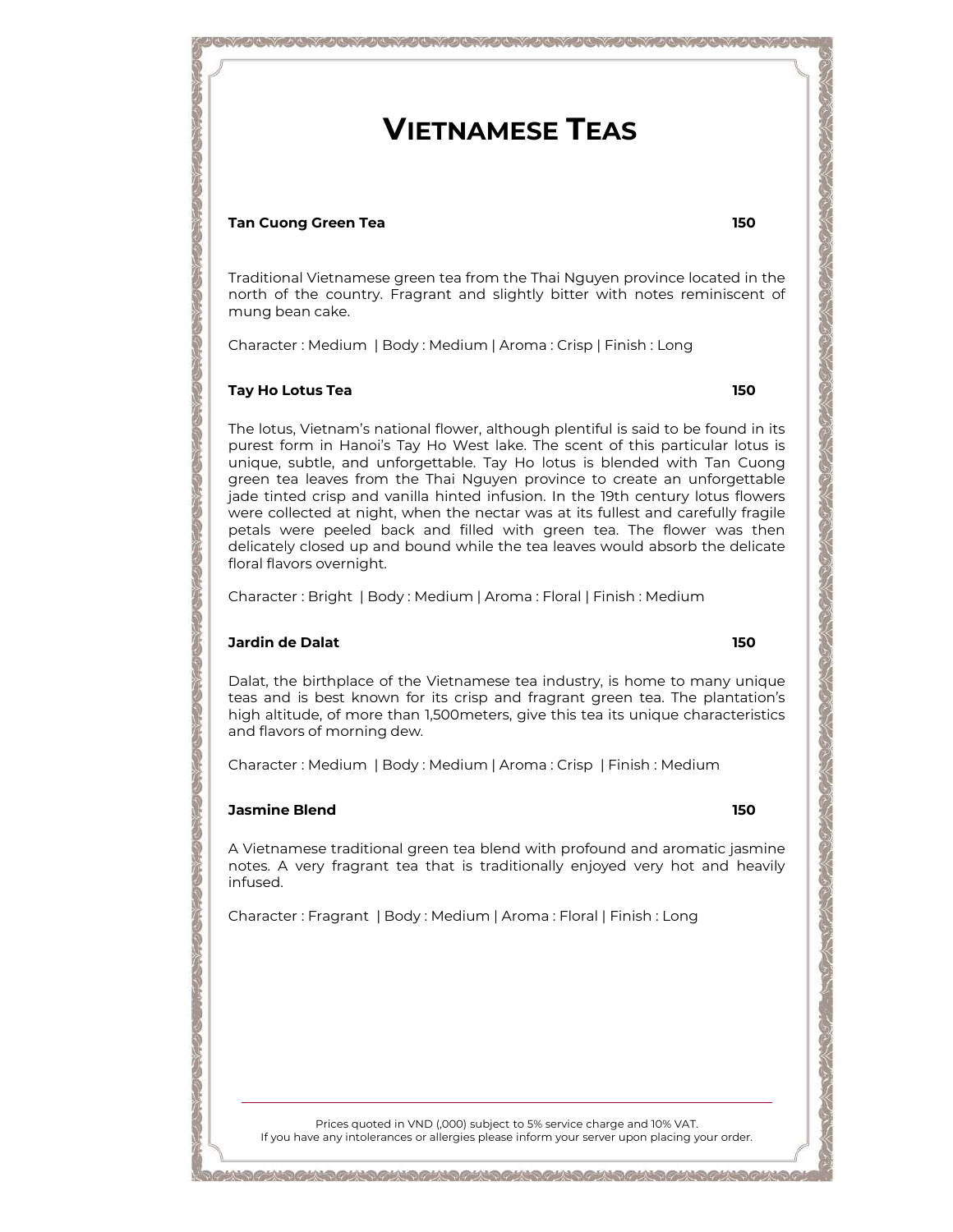# Vietnamese Teas

**Tan Cuong Green Tea** **150**

Traditional Vietnamese green tea from the Thai Nguyen province located in the north of the country. Fragrant and slightly bitter with notes reminiscent of mung bean cake.

Character : Medium | Body : Medium | Aroma : Crisp | Finish : Long

**Tay Ho Lotus Tea** **150**

The lotus, Vietnam's national flower, although plentiful is said to be found in its purest form in Hanoi's Tay Ho West lake. The scent of this particular lotus is unique, subtle, and unforgettable. Tay Ho lotus is blended with Tan Cuong green tea leaves from the Thai Nguyen province to create an unforgettable jade tinted crisp and vanilla hinted infusion. In the 19th century lotus flowers were collected at night, when the nectar was at its fullest and carefully fragile petals were peeled back and filled with green tea. The flower was then delicately closed up and bound while the tea leaves would absorb the delicate floral flavors overnight.

Character : Bright | Body : Medium | Aroma : Floral | Finish : Medium

**Jardin de Dalat** **150**

Dalat, the birthplace of the Vietnamese tea industry, is home to many unique teas and is best known for its crisp and fragrant green tea. The plantation's high altitude, of more than 1,500meters, give this tea its unique characteristics and flavors of morning dew.

Character : Medium | Body : Medium | Aroma : Crisp | Finish : Medium

**Jasmine Blend** **150**

A Vietnamese traditional green tea blend with profound and aromatic jasmine notes. A very fragrant tea that is traditionally enjoyed very hot and heavily infused.

Character : Fragrant | Body : Medium | Aroma : Floral | Finish : Long

---

Prices quoted in VND (,000) subject to 5% service charge and 10% VAT.
If you have any intolerances or allergies please inform your server upon placing your order.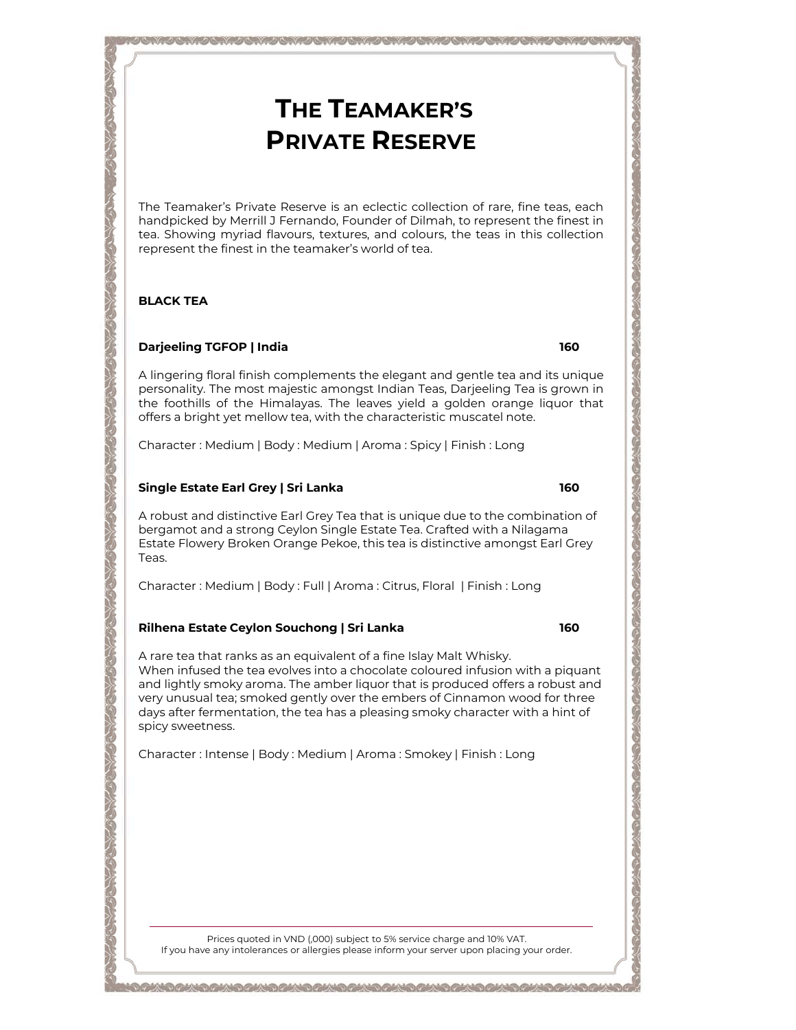# The Teamaker's Private Reserve

The Teamaker's Private Reserve is an eclectic collection of rare, fine teas, each handpicked by Merrill J Fernando, Founder of Dilmah, to represent the finest in tea. Showing myriad flavours, textures, and colours, the teas in this collection represent the finest in the teamaker's world of tea.

**BLACK TEA**

**Darjeeling TGFOP | India** **160**

A lingering floral finish complements the elegant and gentle tea and its unique personality. The most majestic amongst Indian Teas, Darjeeling Tea is grown in the foothills of the Himalayas. The leaves yield a golden orange liquor that offers a bright yet mellow tea, with the characteristic muscatel note.

Character : Medium | Body : Medium | Aroma : Spicy | Finish : Long

**Single Estate Earl Grey | Sri Lanka** **160**

A robust and distinctive Earl Grey Tea that is unique due to the combination of bergamot and a strong Ceylon Single Estate Tea. Crafted with a Nilagama Estate Flowery Broken Orange Pekoe, this tea is distinctive amongst Earl Grey Teas.

Character : Medium | Body : Full | Aroma : Citrus, Floral | Finish : Long

**Rilhena Estate Ceylon Souchong | Sri Lanka** **160**

A rare tea that ranks as an equivalent of a fine Islay Malt Whisky.
When infused the tea evolves into a chocolate coloured infusion with a piquant and lightly smoky aroma. The amber liquor that is produced offers a robust and very unusual tea; smoked gently over the embers of Cinnamon wood for three days after fermentation, the tea has a pleasing smoky character with a hint of spicy sweetness.

Character : Intense | Body : Medium | Aroma : Smokey | Finish : Long

Prices quoted in VND (,000) subject to 5% service charge and 10% VAT.
If you have any intolerances or allergies please inform your server upon placing your order.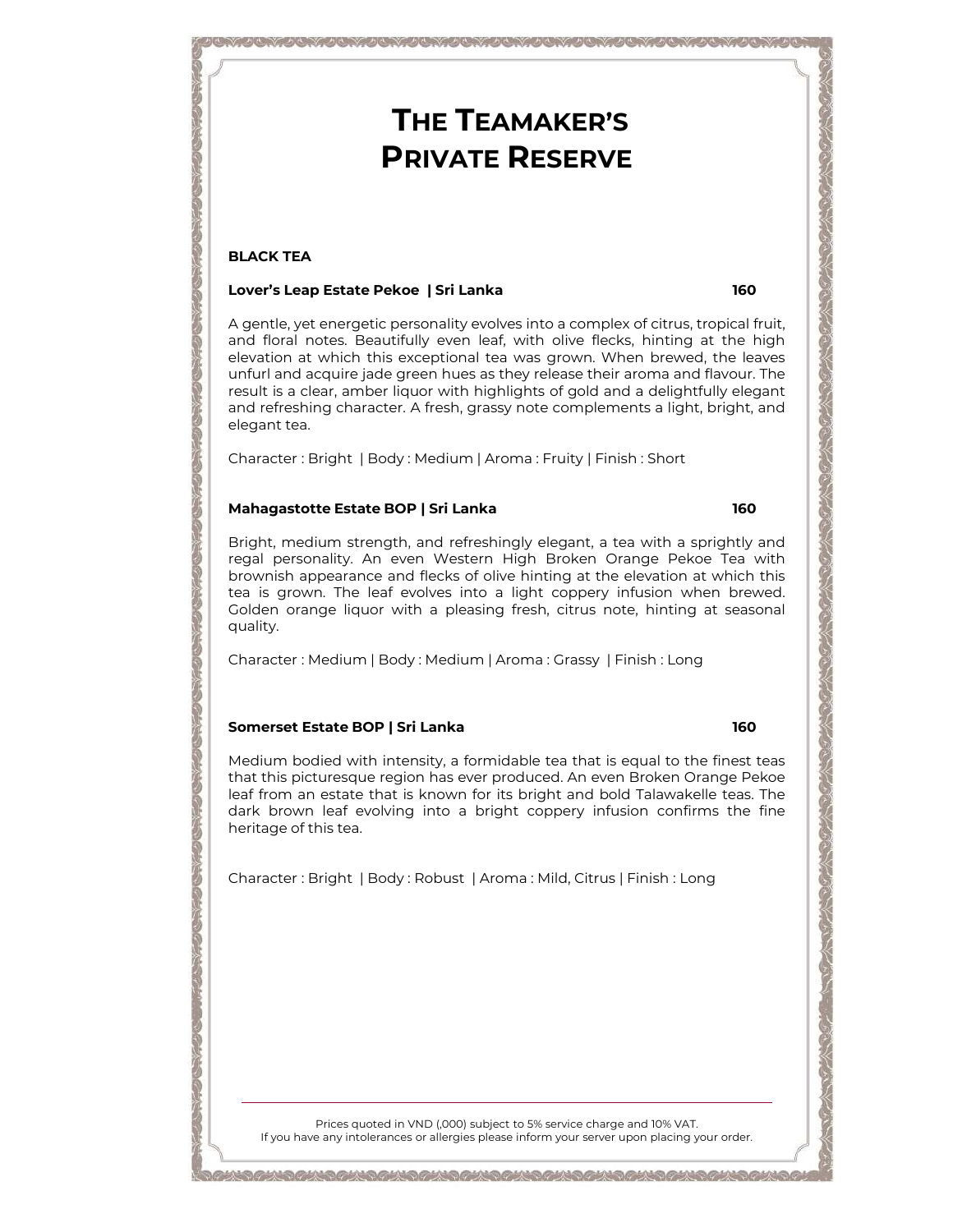# The Teamaker's Private Reserve

## BLACK TEA

### Lover's Leap Estate Pekoe | Sri Lanka 160

A gentle, yet energetic personality evolves into a complex of citrus, tropical fruit, and floral notes. Beautifully even leaf, with olive flecks, hinting at the high elevation at which this exceptional tea was grown. When brewed, the leaves unfurl and acquire jade green hues as they release their aroma and flavour. The result is a clear, amber liquor with highlights of gold and a delightfully elegant and refreshing character. A fresh, grassy note complements a light, bright, and elegant tea.

Character : Bright | Body : Medium | Aroma : Fruity | Finish : Short

### Mahagastotte Estate BOP | Sri Lanka 160

Bright, medium strength, and refreshingly elegant, a tea with a sprightly and regal personality. An even Western High Broken Orange Pekoe Tea with brownish appearance and flecks of olive hinting at the elevation at which this tea is grown. The leaf evolves into a light coppery infusion when brewed. Golden orange liquor with a pleasing fresh, citrus note, hinting at seasonal quality.

Character : Medium | Body : Medium | Aroma : Grassy | Finish : Long

### Somerset Estate BOP | Sri Lanka 160

Medium bodied with intensity, a formidable tea that is equal to the finest teas that this picturesque region has ever produced. An even Broken Orange Pekoe leaf from an estate that is known for its bright and bold Talawakelle teas. The dark brown leaf evolving into a bright coppery infusion confirms the fine heritage of this tea.

Character : Bright | Body : Robust | Aroma : Mild, Citrus | Finish : Long

---

Prices quoted in VND (,000) subject to 5% service charge and 10% VAT.
If you have any intolerances or allergies please inform your server upon placing your order.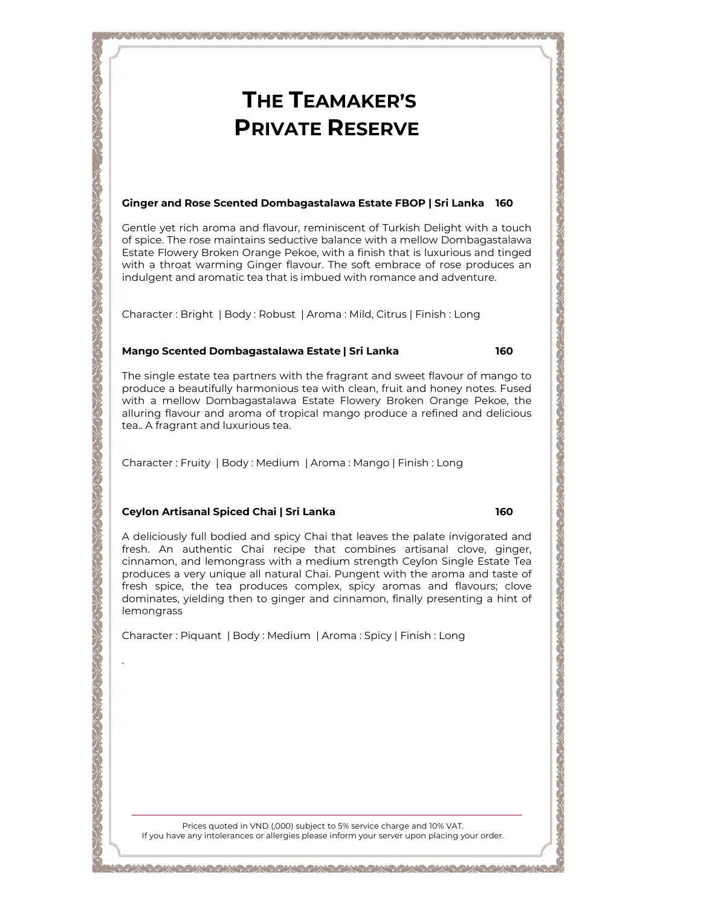# THE TEAMAKER'S PRIVATE RESERVE

**Ginger and Rose Scented Dombagastalawa Estate FBOP | Sri Lanka 160**

Gentle yet rich aroma and flavour, reminiscent of Turkish Delight with a touch of spice. The rose maintains seductive balance with a mellow Dombagastalawa Estate Flowery Broken Orange Pekoe, with a finish that is luxurious and tinged with a throat warming Ginger flavour. The soft embrace of rose produces an indulgent and aromatic tea that is imbued with romance and adventure.

Character : Bright | Body : Robust | Aroma : Mild, Citrus | Finish : Long

**Mango Scented Dombagastalawa Estate | Sri Lanka 160**

The single estate tea partners with the fragrant and sweet flavour of mango to produce a beautifully harmonious tea with clean, fruit and honey notes. Fused with a mellow Dombagastalawa Estate Flowery Broken Orange Pekoe, the alluring flavour and aroma of tropical mango produce a refined and delicious tea.. A fragrant and luxurious tea.

Character : Fruity | Body : Medium | Aroma : Mango | Finish : Long

**Ceylon Artisanal Spiced Chai | Sri Lanka 160**

A deliciously full bodied and spicy Chai that leaves the palate invigorated and fresh. An authentic Chai recipe that combines artisanal clove, ginger, cinnamon, and lemongrass with a medium strength Ceylon Single Estate Tea produces a very unique all natural Chai. Pungent with the aroma and taste of fresh spice, the tea produces complex, spicy aromas and flavours; clove dominates, yielding then to ginger and cinnamon, finally presenting a hint of lemongrass

Character : Piquant | Body : Medium | Aroma : Spicy | Finish : Long

.

Prices quoted in VND (,000) subject to 5% service charge and 10% VAT.
If you have any intolerances or allergies please inform your server upon placing your order.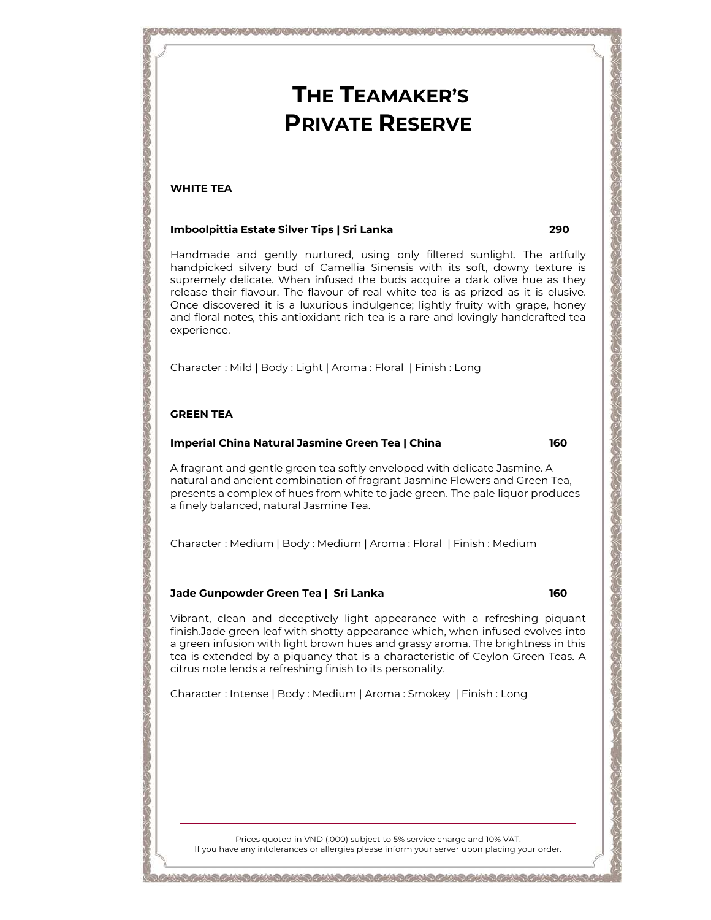# The Teamaker's Private Reserve

## WHITE TEA

**Imboolpittia Estate Silver Tips | Sri Lanka** **290**

Handmade and gently nurtured, using only filtered sunlight. The artfully handpicked silvery bud of Camellia Sinensis with its soft, downy texture is supremely delicate. When infused the buds acquire a dark olive hue as they release their flavour. The flavour of real white tea is as prized as it is elusive. Once discovered it is a luxurious indulgence; lightly fruity with grape, honey and floral notes, this antioxidant rich tea is a rare and lovingly handcrafted tea experience.

Character : Mild | Body : Light | Aroma : Floral | Finish : Long

## GREEN TEA

**Imperial China Natural Jasmine Green Tea | China** **160**

A fragrant and gentle green tea softly enveloped with delicate Jasmine. A natural and ancient combination of fragrant Jasmine Flowers and Green Tea, presents a complex of hues from white to jade green. The pale liquor produces a finely balanced, natural Jasmine Tea.

Character : Medium | Body : Medium | Aroma : Floral | Finish : Medium

**Jade Gunpowder Green Tea | Sri Lanka** **160**

Vibrant, clean and deceptively light appearance with a refreshing piquant finish.Jade green leaf with shotty appearance which, when infused evolves into a green infusion with light brown hues and grassy aroma. The brightness in this tea is extended by a piquancy that is a characteristic of Ceylon Green Teas. A citrus note lends a refreshing finish to its personality.

Character : Intense | Body : Medium | Aroma : Smokey | Finish : Long

---

Prices quoted in VND (,000) subject to 5% service charge and 10% VAT.
If you have any intolerances or allergies please inform your server upon placing your order.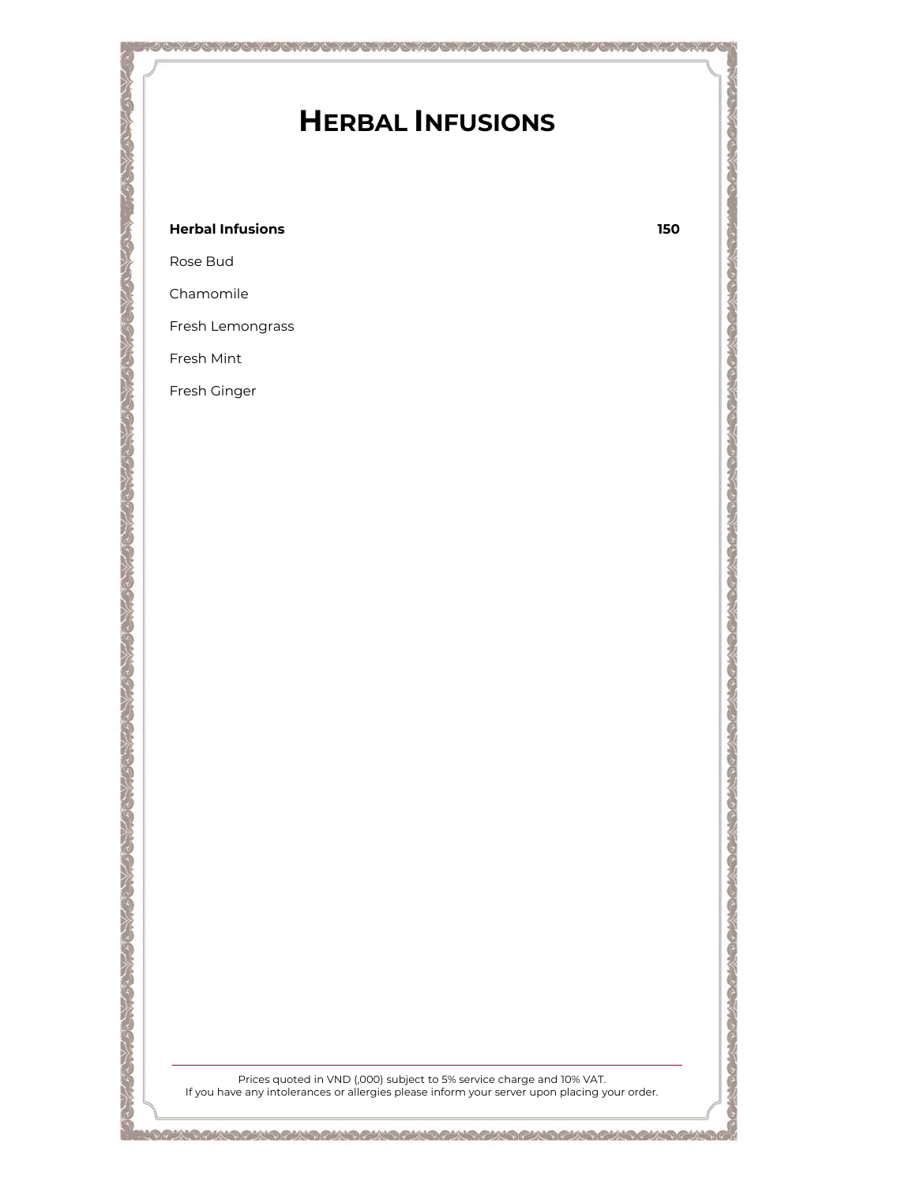# Herbal Infusions

**Herbal Infusions** **150**

Rose Bud

Chamomile

Fresh Lemongrass

Fresh Mint

Fresh Ginger

---

Prices quoted in VND (,000) subject to 5% service charge and 10% VAT.
If you have any intolerances or allergies please inform your server upon placing your order.